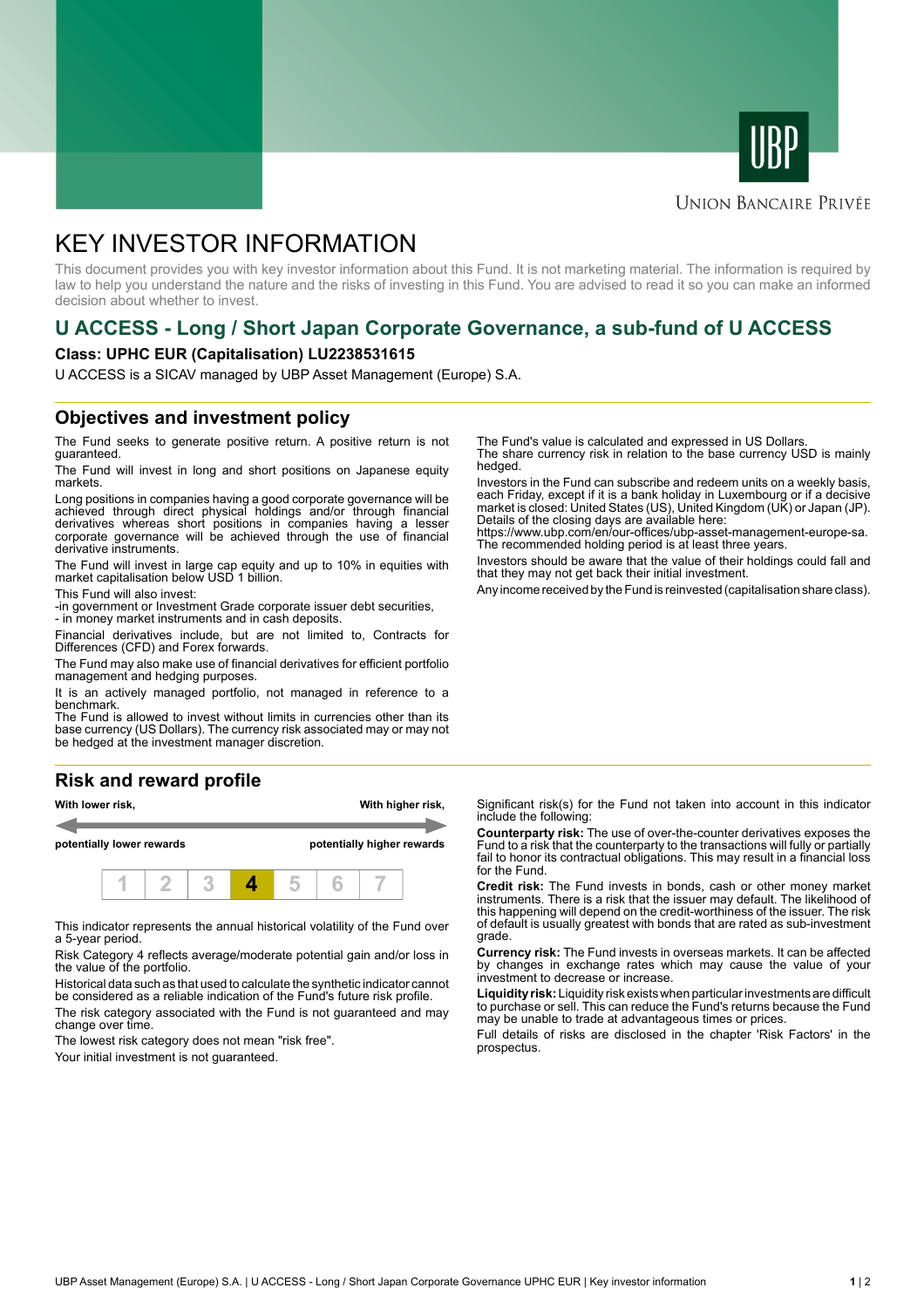# KEY INVESTOR INFORMATION

This document provides you with key investor information about this Fund. It is not marketing material. The information is required by law to help you understand the nature and the risks of investing in this Fund. You are advised to read it so you can make an informed decision about whether to invest.

## U ACCESS - Long / Short Japan Corporate Governance, a sub-fund of U ACCESS

**Class: UPHC EUR (Capitalisation) LU2238531615**

U ACCESS is a SICAV managed by UBP Asset Management (Europe) S.A.

### Objectives and investment policy

The Fund seeks to generate positive return. A positive return is not guaranteed.

The Fund will invest in long and short positions on Japanese equity markets.

Long positions in companies having a good corporate governance will be achieved through direct physical holdings and/or through financial derivatives whereas short positions in companies having a lesser corporate governance will be achieved through the use of financial derivative instruments.

The Fund will invest in large cap equity and up to 10% in equities with market capitalisation below USD 1 billion.

This Fund will also invest:
-in government or Investment Grade corporate issuer debt securities,
- in money market instruments and in cash deposits.

Financial derivatives include, but are not limited to, Contracts for Differences (CFD) and Forex forwards.

The Fund may also make use of financial derivatives for efficient portfolio management and hedging purposes.

It is an actively managed portfolio, not managed in reference to a benchmark.
The Fund is allowed to invest without limits in currencies other than its base currency (US Dollars). The currency risk associated may or may not be hedged at the investment manager discretion.

The Fund's value is calculated and expressed in US Dollars.
The share currency risk in relation to the base currency USD is mainly hedged.

Investors in the Fund can subscribe and redeem units on a weekly basis, each Friday, except if it is a bank holiday in Luxembourg or if a decisive market is closed: United States (US), United Kingdom (UK) or Japan (JP). Details of the closing days are available here:
https://www.ubp.com/en/our-offices/ubp-asset-management-europe-sa.
The recommended holding period is at least three years.

Investors should be aware that the value of their holdings could fall and that they may not get back their initial investment.

Any income received by the Fund is reinvested (capitalisation share class).

### Risk and reward profile

| With lower risk, potentially lower rewards | | | | | | With higher risk, potentially higher rewards |
|---|---|---|---|---|---|---|
| 1 | 2 | 3 | **4** | 5 | 6 | 7 |

This indicator represents the annual historical volatility of the Fund over a 5-year period.

Risk Category 4 reflects average/moderate potential gain and/or loss in the value of the portfolio.

Historical data such as that used to calculate the synthetic indicator cannot be considered as a reliable indication of the Fund's future risk profile.

The risk category associated with the Fund is not guaranteed and may change over time.

The lowest risk category does not mean "risk free".

Your initial investment is not guaranteed.

Significant risk(s) for the Fund not taken into account in this indicator include the following:

**Counterparty risk:** The use of over-the-counter derivatives exposes the Fund to a risk that the counterparty to the transactions will fully or partially fail to honor its contractual obligations. This may result in a financial loss for the Fund.

**Credit risk:** The Fund invests in bonds, cash or other money market instruments. There is a risk that the issuer may default. The likelihood of this happening will depend on the credit-worthiness of the issuer. The risk of default is usually greatest with bonds that are rated as sub-investment grade.

**Currency risk:** The Fund invests in overseas markets. It can be affected by changes in exchange rates which may cause the value of your investment to decrease or increase.

**Liquidity risk:** Liquidity risk exists when particular investments are difficult to purchase or sell. This can reduce the Fund's returns because the Fund may be unable to trade at advantageous times or prices.

Full details of risks are disclosed in the chapter 'Risk Factors' in the prospectus.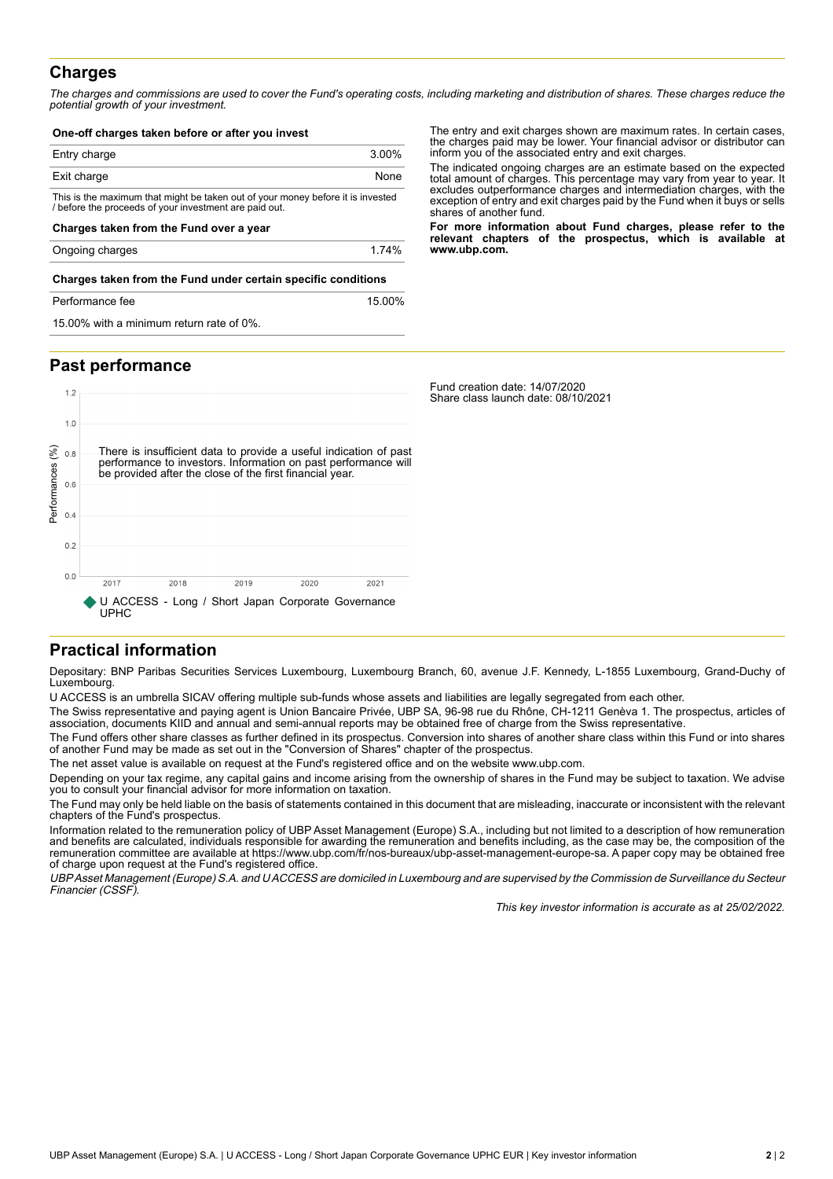## Charges

*The charges and commissions are used to cover the Fund's operating costs, including marketing and distribution of shares. These charges reduce the potential growth of your investment.*

| One-off charges taken before or after you invest | |
|---|---|
| Entry charge | 3.00% |
| Exit charge | None |

This is the maximum that might be taken out of your money before it is invested / before the proceeds of your investment are paid out.

| Charges taken from the Fund over a year | |
|---|---|
| Ongoing charges | 1.74% |

| Charges taken from the Fund under certain specific conditions | |
|---|---|
| Performance fee | 15.00% |

15.00% with a minimum return rate of 0%.

The entry and exit charges shown are maximum rates. In certain cases, the charges paid may be lower. Your financial advisor or distributor can inform you of the associated entry and exit charges.

The indicated ongoing charges are an estimate based on the expected total amount of charges. This percentage may vary from year to year. It excludes outperformance charges and intermediation charges, with the exception of entry and exit charges paid by the Fund when it buys or sells shares of another fund.

**For more information about Fund charges, please refer to the relevant chapters of the prospectus, which is available at www.ubp.com.**

## Past performance

Performances (%)

1.2
1.0
0.8
0.6
0.4
0.2
0.0

2017 2018 2019 2020 2021

There is insufficient data to provide a useful indication of past performance to investors. Information on past performance will be provided after the close of the first financial year.

U ACCESS - Long / Short Japan Corporate Governance UPHC

Fund creation date: 14/07/2020
Share class launch date: 08/10/2021

## Practical information

Depositary: BNP Paribas Securities Services Luxembourg, Luxembourg Branch, 60, avenue J.F. Kennedy, L-1855 Luxembourg, Grand-Duchy of Luxembourg.

U ACCESS is an umbrella SICAV offering multiple sub-funds whose assets and liabilities are legally segregated from each other.

The Swiss representative and paying agent is Union Bancaire Privée, UBP SA, 96-98 rue du Rhône, CH-1211 Genèva 1. The prospectus, articles of association, documents KIID and annual and semi-annual reports may be obtained free of charge from the Swiss representative.

The Fund offers other share classes as further defined in its prospectus. Conversion into shares of another share class within this Fund or into shares of another Fund may be made as set out in the "Conversion of Shares" chapter of the prospectus.

The net asset value is available on request at the Fund's registered office and on the website www.ubp.com.

Depending on your tax regime, any capital gains and income arising from the ownership of shares in the Fund may be subject to taxation. We advise you to consult your financial advisor for more information on taxation.

The Fund may only be held liable on the basis of statements contained in this document that are misleading, inaccurate or inconsistent with the relevant chapters of the Fund's prospectus.

Information related to the remuneration policy of UBP Asset Management (Europe) S.A., including but not limited to a description of how remuneration and benefits are calculated, individuals responsible for awarding the remuneration and benefits including, as the case may be, the composition of the remuneration committee are available at https://www.ubp.com/fr/nos-bureaux/ubp-asset-management-europe-sa. A paper copy may be obtained free of charge upon request at the Fund's registered office.

*UBP Asset Management (Europe) S.A. and U ACCESS are domiciled in Luxembourg and are supervised by the Commission de Surveillance du Secteur Financier (CSSF).*

*This key investor information is accurate as at 25/02/2022.*